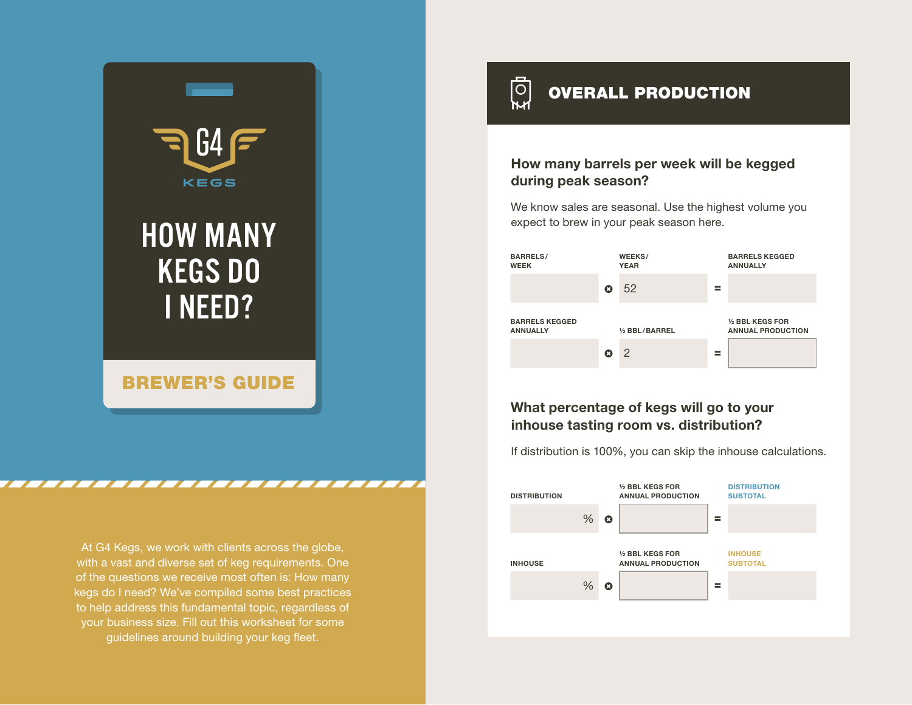G4 KEGS

# HOW MANY KEGS DO I NEED?

**BREWER'S GUIDE**

At G4 Kegs, we work with clients across the globe, with a vast and diverse set of keg requirements. One of the questions we receive most often is: How many kegs do I need? We've compiled some best practices to help address this fundamental topic, regardless of your business size. Fill out this worksheet for some guidelines around building your keg fleet.

## OVERALL PRODUCTION

### How many barrels per week will be kegged during peak season?

We know sales are seasonal. Use the highest volume you expect to brew in your peak season here.

| BARRELS/ WEEK | | WEEKS/ YEAR | | BARRELS KEGGED ANNUALLY |
|---|---|---|---|---|
| | × | 52 | = | |

| BARRELS KEGGED ANNUALLY | | ½ BBL/BARREL | | ½ BBL KEGS FOR ANNUAL PRODUCTION |
|---|---|---|---|---|
| | × | 2 | = | |

### What percentage of kegs will go to your inhouse tasting room vs. distribution?

If distribution is 100%, you can skip the inhouse calculations.

| DISTRIBUTION | | ½ BBL KEGS FOR ANNUAL PRODUCTION | | DISTRIBUTION SUBTOTAL |
|---|---|---|---|---|
| % | × | | = | |

| INHOUSE | | ½ BBL KEGS FOR ANNUAL PRODUCTION | | INHOUSE SUBTOTAL |
|---|---|---|---|---|
| % | × | | = | |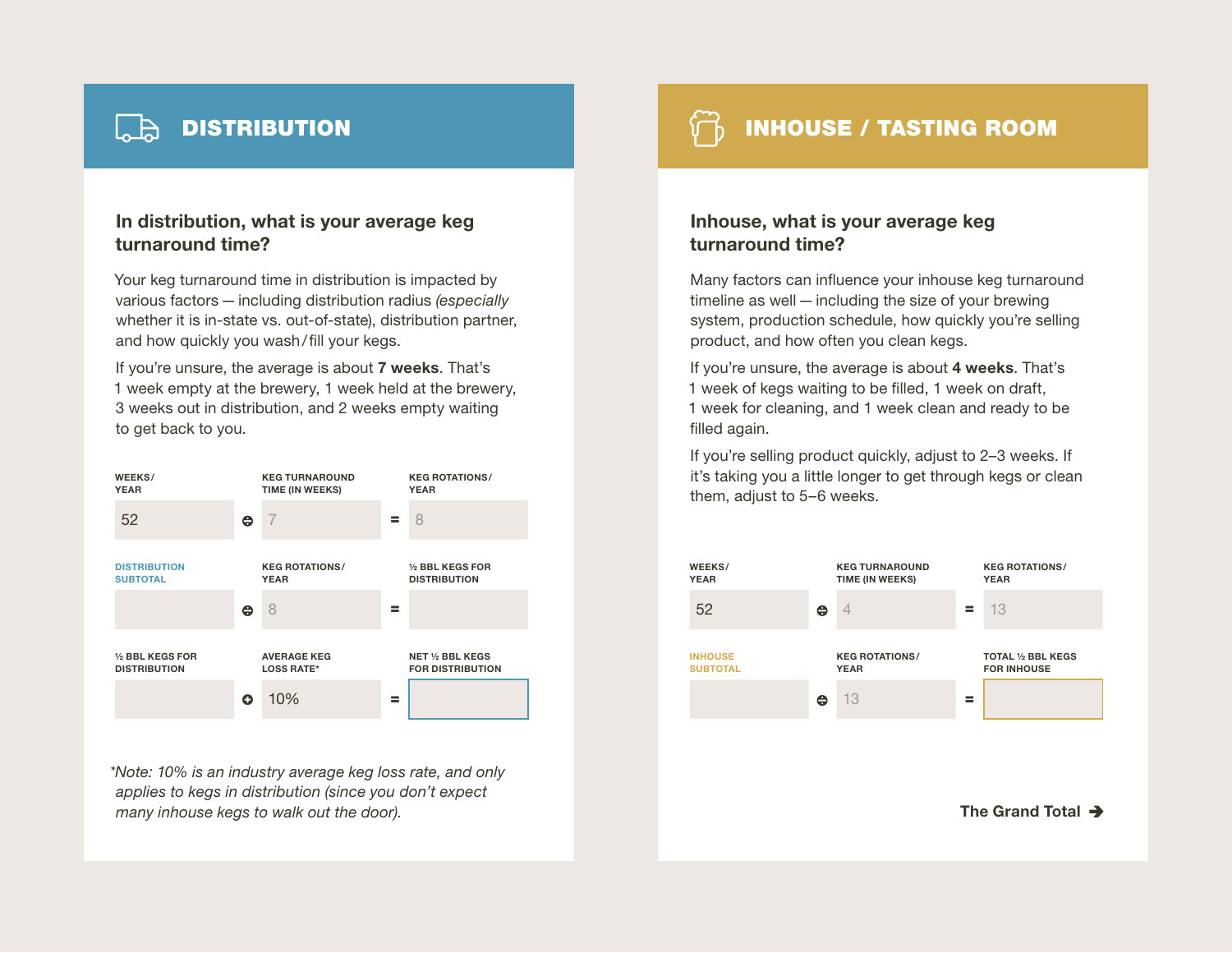## DISTRIBUTION

### In distribution, what is your average keg turnaround time?

Your keg turnaround time in distribution is impacted by various factors — including distribution radius *(especially* whether it is in-state vs. out-of-state), distribution partner, and how quickly you wash/fill your kegs.

If you're unsure, the average is about **7 weeks**. That's 1 week empty at the brewery, 1 week held at the brewery, 3 weeks out in distribution, and 2 weeks empty waiting to get back to you.

| WEEKS/ YEAR | | KEG TURNAROUND TIME (IN WEEKS) | | KEG ROTATIONS/ YEAR |
|---|---|---|---|---|
| 52 | ÷ | 7 | = | 8 |

| DISTRIBUTION SUBTOTAL | | KEG ROTATIONS/ YEAR | | ½ BBL KEGS FOR DISTRIBUTION |
|---|---|---|---|---|
| | ÷ | 8 | = | |

| ½ BBL KEGS FOR DISTRIBUTION | | AVERAGE KEG LOSS RATE* | | NET ½ BBL KEGS FOR DISTRIBUTION |
|---|---|---|---|---|
| | + | 10% | = | |

*Note: 10% is an industry average keg loss rate, and only applies to kegs in distribution (since you don't expect many inhouse kegs to walk out the door).*

## INHOUSE / TASTING ROOM

### Inhouse, what is your average keg turnaround time?

Many factors can influence your inhouse keg turnaround timeline as well — including the size of your brewing system, production schedule, how quickly you're selling product, and how often you clean kegs.

If you're unsure, the average is about **4 weeks**. That's 1 week of kegs waiting to be filled, 1 week on draft, 1 week for cleaning, and 1 week clean and ready to be filled again.

If you're selling product quickly, adjust to 2–3 weeks. If it's taking you a little longer to get through kegs or clean them, adjust to 5–6 weeks.

| WEEKS/ YEAR | | KEG TURNAROUND TIME (IN WEEKS) | | KEG ROTATIONS/ YEAR |
|---|---|---|---|---|
| 52 | ÷ | 4 | = | 13 |

| INHOUSE SUBTOTAL | | KEG ROTATIONS/ YEAR | | TOTAL ½ BBL KEGS FOR INHOUSE |
|---|---|---|---|---|
| | ÷ | 13 | = | |

**The Grand Total →**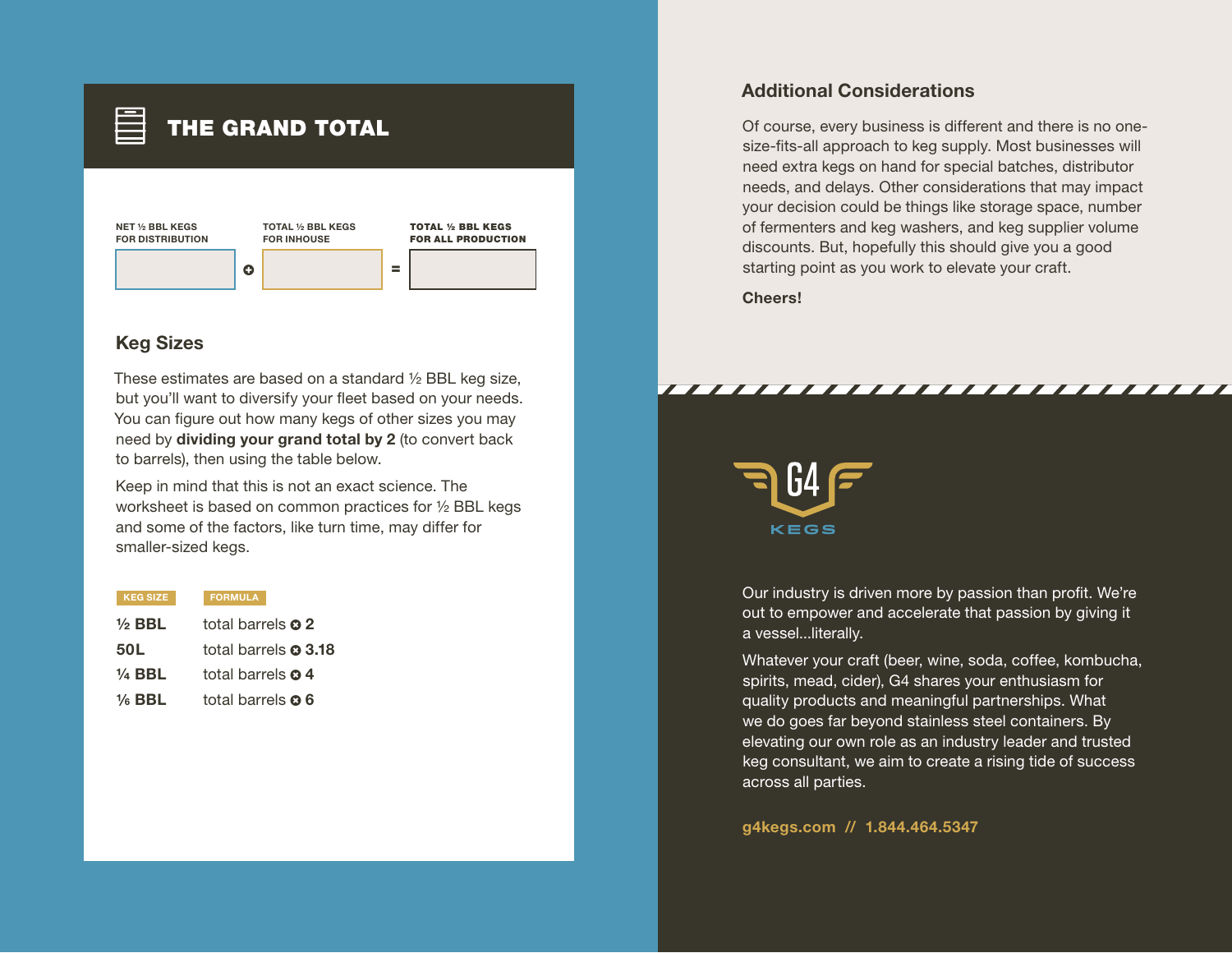# THE GRAND TOTAL

| NET ½ BBL KEGS FOR DISTRIBUTION | | TOTAL ½ BBL KEGS FOR INHOUSE | | TOTAL ½ BBL KEGS FOR ALL PRODUCTION |
|---|---|---|---|---|
| | + | | = | |

## Keg Sizes

These estimates are based on a standard ½ BBL keg size, but you'll want to diversify your fleet based on your needs. You can figure out how many kegs of other sizes you may need by **dividing your grand total by 2** (to convert back to barrels), then using the table below.

Keep in mind that this is not an exact science. The worksheet is based on common practices for ½ BBL kegs and some of the factors, like turn time, may differ for smaller-sized kegs.

| KEG SIZE | FORMULA |
|---|---|
| ½ BBL | total barrels × 2 |
| 50L | total barrels × 3.18 |
| ¼ BBL | total barrels × 4 |
| ⅙ BBL | total barrels × 6 |

## Additional Considerations

Of course, every business is different and there is no one-size-fits-all approach to keg supply. Most businesses will need extra kegs on hand for special batches, distributor needs, and delays. Other considerations that may impact your decision could be things like storage space, number of fermenters and keg washers, and keg supplier volume discounts. But, hopefully this should give you a good starting point as you work to elevate your craft.

**Cheers!**

G4 KEGS

Our industry is driven more by passion than profit. We're out to empower and accelerate that passion by giving it a vessel...literally.

Whatever your craft (beer, wine, soda, coffee, kombucha, spirits, mead, cider), G4 shares your enthusiasm for quality products and meaningful partnerships. What we do goes far beyond stainless steel containers. By elevating our own role as an industry leader and trusted keg consultant, we aim to create a rising tide of success across all parties.

**g4kegs.com // 1.844.464.5347**